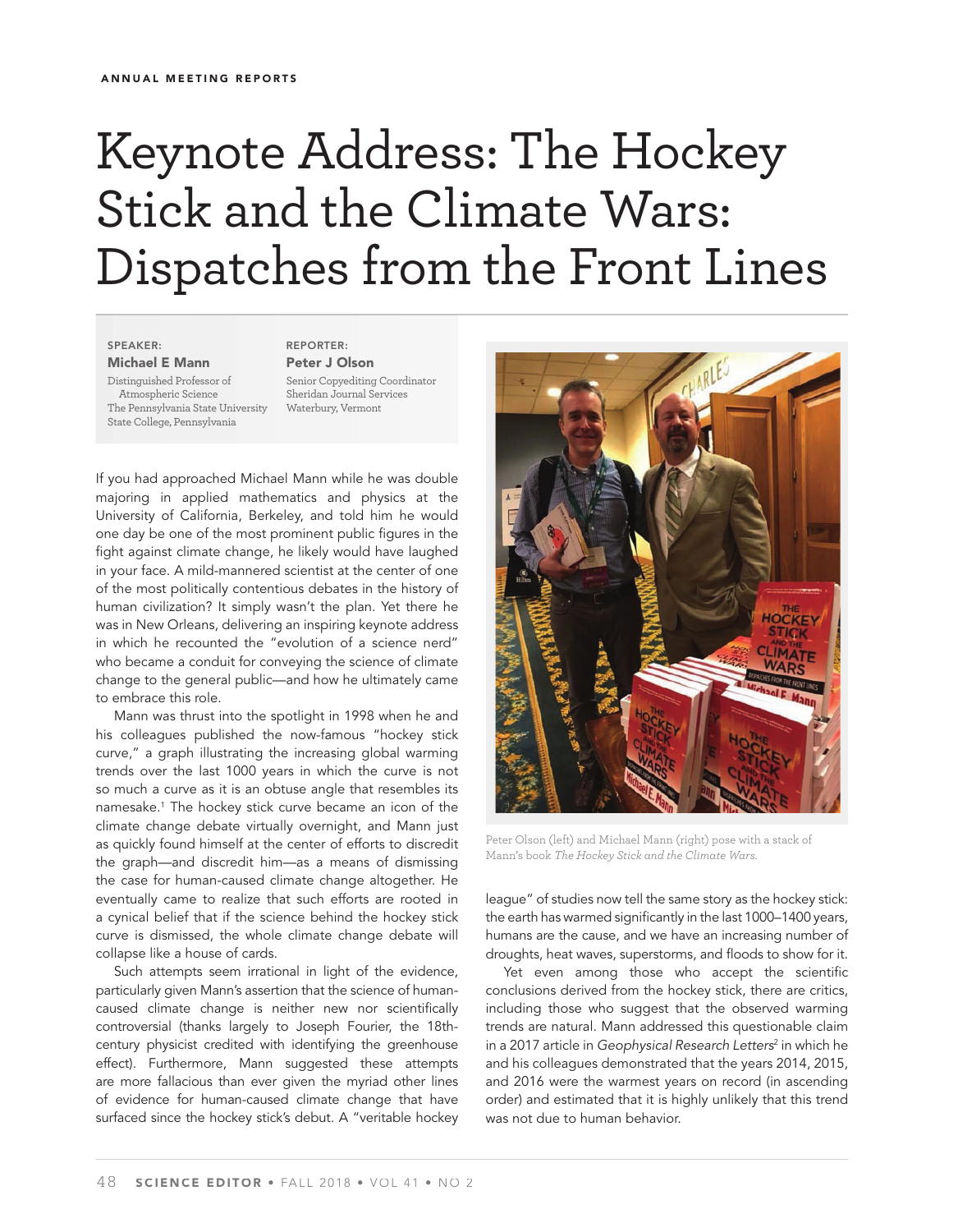ANNUAL MEETING REPORTS

# Keynote Address: The Hockey Stick and the Climate Wars: Dispatches from the Front Lines

SPEAKER:
**Michael E Mann**
Distinguished Professor of Atmospheric Science
The Pennsylvania State University
State College, Pennsylvania

REPORTER:
**Peter J Olson**
Senior Copyediting Coordinator
Sheridan Journal Services
Waterbury, Vermont

If you had approached Michael Mann while he was double majoring in applied mathematics and physics at the University of California, Berkeley, and told him he would one day be one of the most prominent public figures in the fight against climate change, he likely would have laughed in your face. A mild-mannered scientist at the center of one of the most politically contentious debates in the history of human civilization? It simply wasn't the plan. Yet there he was in New Orleans, delivering an inspiring keynote address in which he recounted the "evolution of a science nerd" who became a conduit for conveying the science of climate change to the general public—and how he ultimately came to embrace this role.

Mann was thrust into the spotlight in 1998 when he and his colleagues published the now-famous "hockey stick curve," a graph illustrating the increasing global warming trends over the last 1000 years in which the curve is not so much a curve as it is an obtuse angle that resembles its namesake.[1] The hockey stick curve became an icon of the climate change debate virtually overnight, and Mann just as quickly found himself at the center of efforts to discredit the graph—and discredit him—as a means of dismissing the case for human-caused climate change altogether. He eventually came to realize that such efforts are rooted in a cynical belief that if the science behind the hockey stick curve is dismissed, the whole climate change debate will collapse like a house of cards.

Such attempts seem irrational in light of the evidence, particularly given Mann's assertion that the science of human-caused climate change is neither new nor scientifically controversial (thanks largely to Joseph Fourier, the 18th-century physicist credited with identifying the greenhouse effect). Furthermore, Mann suggested these attempts are more fallacious than ever given the myriad other lines of evidence for human-caused climate change that have surfaced since the hockey stick's debut. A "veritable hockey league" of studies now tell the same story as the hockey stick: the earth has warmed significantly in the last 1000–1400 years, humans are the cause, and we have an increasing number of droughts, heat waves, superstorms, and floods to show for it.

Peter Olson (left) and Michael Mann (right) pose with a stack of Mann's book *The Hockey Stick and the Climate Wars.*

Yet even among those who accept the scientific conclusions derived from the hockey stick, there are critics, including those who suggest that the observed warming trends are natural. Mann addressed this questionable claim in a 2017 article in *Geophysical Research Letters*[2] in which he and his colleagues demonstrated that the years 2014, 2015, and 2016 were the warmest years on record (in ascending order) and estimated that it is highly unlikely that this trend was not due to human behavior.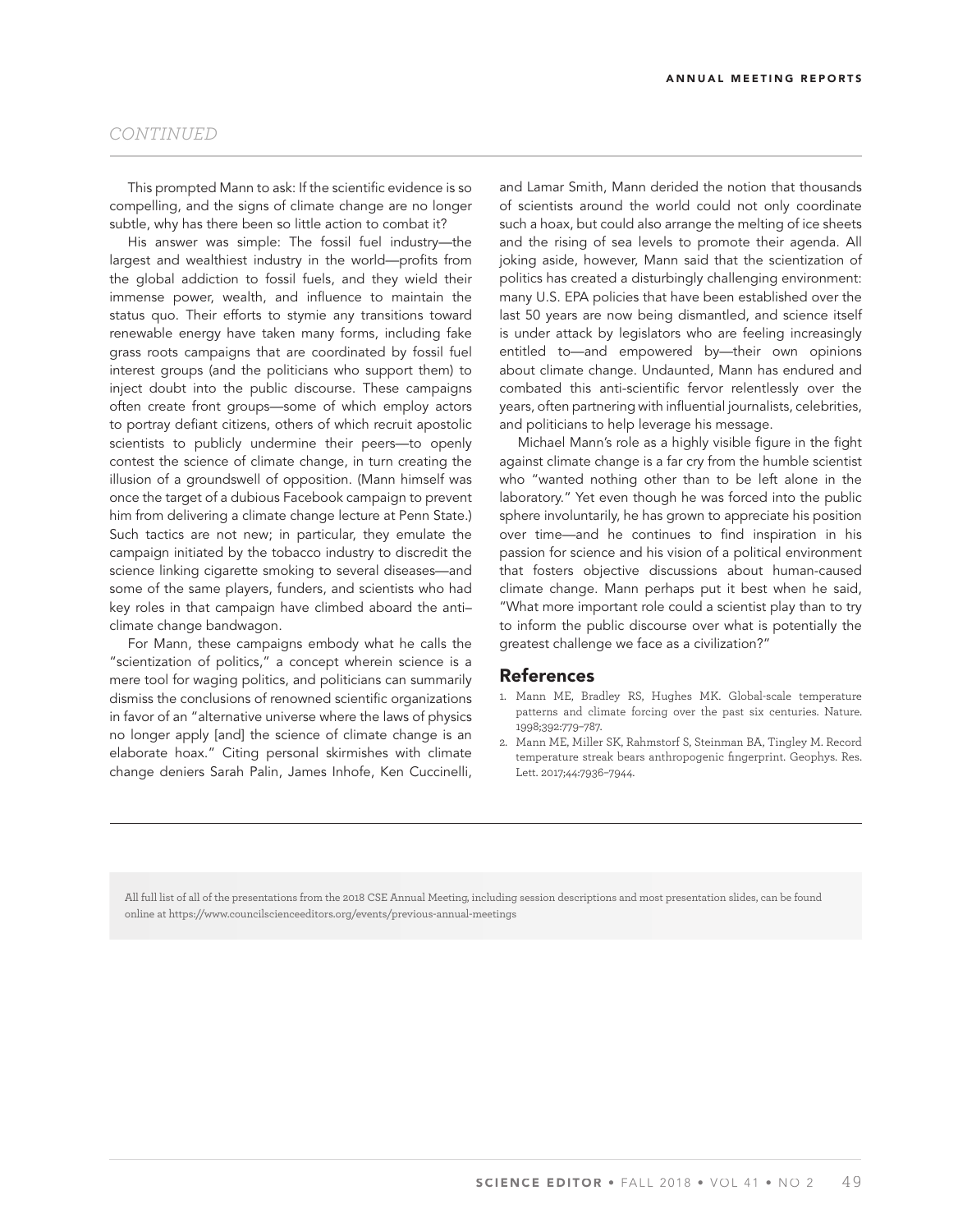*CONTINUED*

This prompted Mann to ask: If the scientific evidence is so compelling, and the signs of climate change are no longer subtle, why has there been so little action to combat it?

His answer was simple: The fossil fuel industry—the largest and wealthiest industry in the world—profits from the global addiction to fossil fuels, and they wield their immense power, wealth, and influence to maintain the status quo. Their efforts to stymie any transitions toward renewable energy have taken many forms, including fake grass roots campaigns that are coordinated by fossil fuel interest groups (and the politicians who support them) to inject doubt into the public discourse. These campaigns often create front groups—some of which employ actors to portray defiant citizens, others of which recruit apostolic scientists to publicly undermine their peers—to openly contest the science of climate change, in turn creating the illusion of a groundswell of opposition. (Mann himself was once the target of a dubious Facebook campaign to prevent him from delivering a climate change lecture at Penn State.) Such tactics are not new; in particular, they emulate the campaign initiated by the tobacco industry to discredit the science linking cigarette smoking to several diseases—and some of the same players, funders, and scientists who had key roles in that campaign have climbed aboard the anti–climate change bandwagon.

For Mann, these campaigns embody what he calls the "scientization of politics," a concept wherein science is a mere tool for waging politics, and politicians can summarily dismiss the conclusions of renowned scientific organizations in favor of an "alternative universe where the laws of physics no longer apply [and] the science of climate change is an elaborate hoax." Citing personal skirmishes with climate change deniers Sarah Palin, James Inhofe, Ken Cuccinelli, and Lamar Smith, Mann derided the notion that thousands of scientists around the world could not only coordinate such a hoax, but could also arrange the melting of ice sheets and the rising of sea levels to promote their agenda. All joking aside, however, Mann said that the scientization of politics has created a disturbingly challenging environment: many U.S. EPA policies that have been established over the last 50 years are now being dismantled, and science itself is under attack by legislators who are feeling increasingly entitled to—and empowered by—their own opinions about climate change. Undaunted, Mann has endured and combated this anti-scientific fervor relentlessly over the years, often partnering with influential journalists, celebrities, and politicians to help leverage his message.

Michael Mann's role as a highly visible figure in the fight against climate change is a far cry from the humble scientist who "wanted nothing other than to be left alone in the laboratory." Yet even though he was forced into the public sphere involuntarily, he has grown to appreciate his position over time—and he continues to find inspiration in his passion for science and his vision of a political environment that fosters objective discussions about human-caused climate change. Mann perhaps put it best when he said, "What more important role could a scientist play than to try to inform the public discourse over what is potentially the greatest challenge we face as a civilization?"

## References

1. Mann ME, Bradley RS, Hughes MK. Global-scale temperature patterns and climate forcing over the past six centuries. Nature. 1998;392:779–787.
2. Mann ME, Miller SK, Rahmstorf S, Steinman BA, Tingley M. Record temperature streak bears anthropogenic fingerprint. Geophys. Res. Lett. 2017;44:7936–7944.

All full list of all of the presentations from the 2018 CSE Annual Meeting, including session descriptions and most presentation slides, can be found online at https://www.councilscienceeditors.org/events/previous-annual-meetings